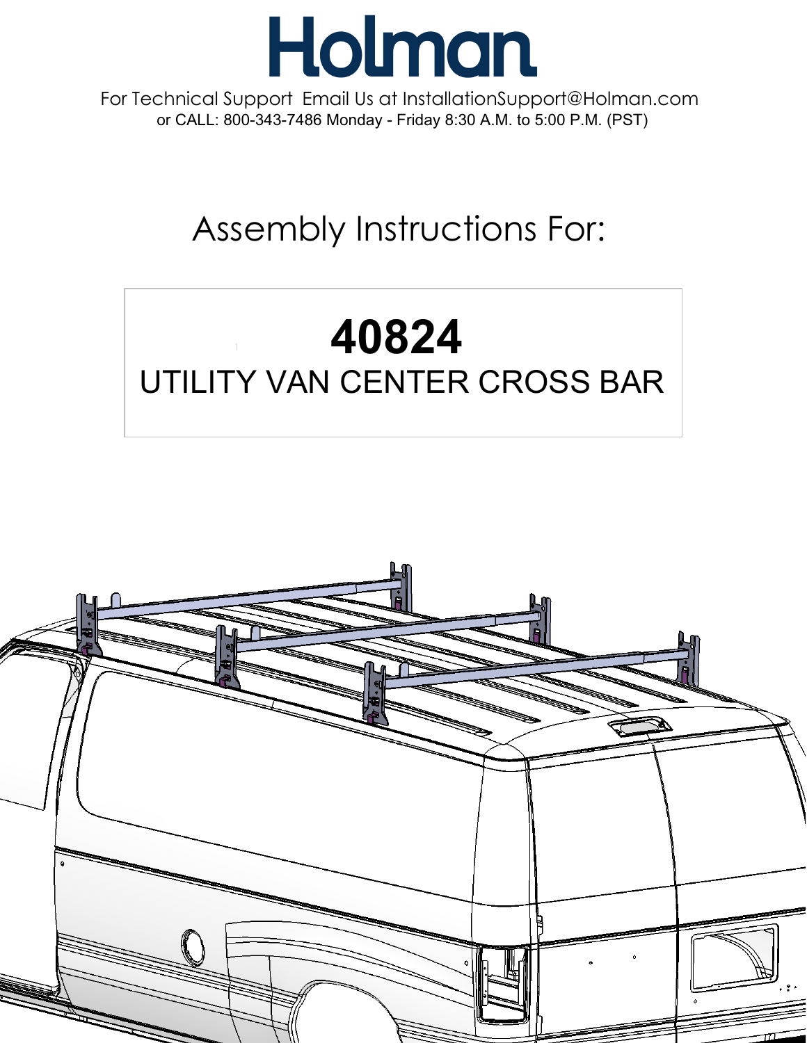# Holman

For Technical Support Email Us at InstallationSupport@Holman.com
or CALL: 800-343-7486 Monday - Friday 8:30 A.M. to 5:00 P.M. (PST)

## Assembly Instructions For:

# 40824

## UTILITY VAN CENTER CROSS BAR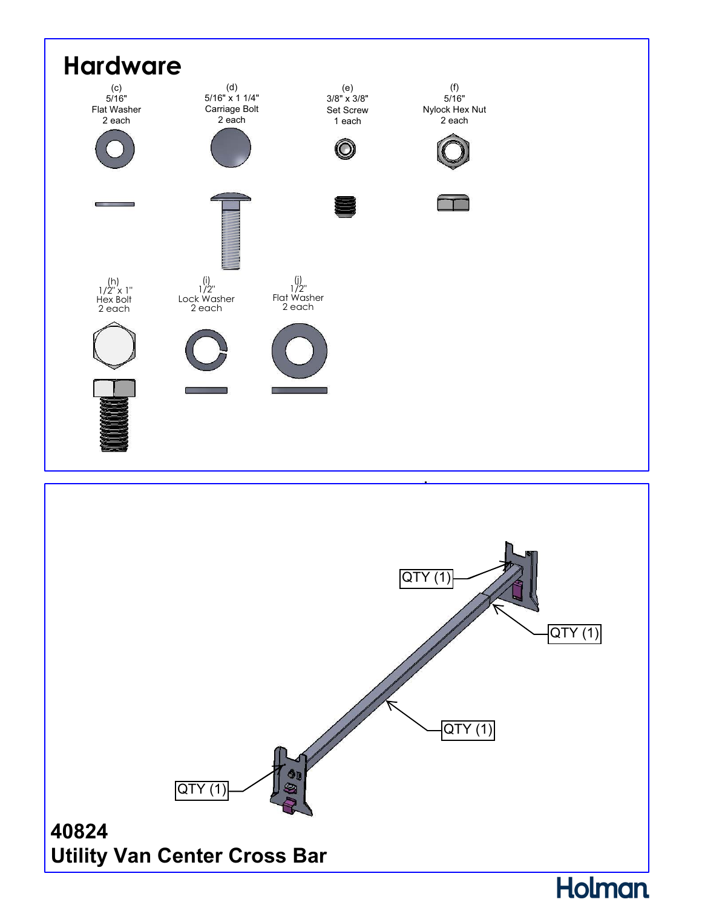# Hardware

(c)
5/16"
Flat Washer
2 each

(d)
5/16" x 1 1/4"
Carriage Bolt
2 each

(e)
3/8" x 3/8"
Set Screw
1 each

(f)
5/16"
Nylock Hex Nut
2 each

(h)
1/2" x 1"
Hex Bolt
2 each

(i)
1/2"
Lock Washer
2 each

(j)
1/2"
Flat Washer
2 each

QTY (1)

QTY (1)

QTY (1)

QTY (1)

**40824**
**Utility Van Center Cross Bar**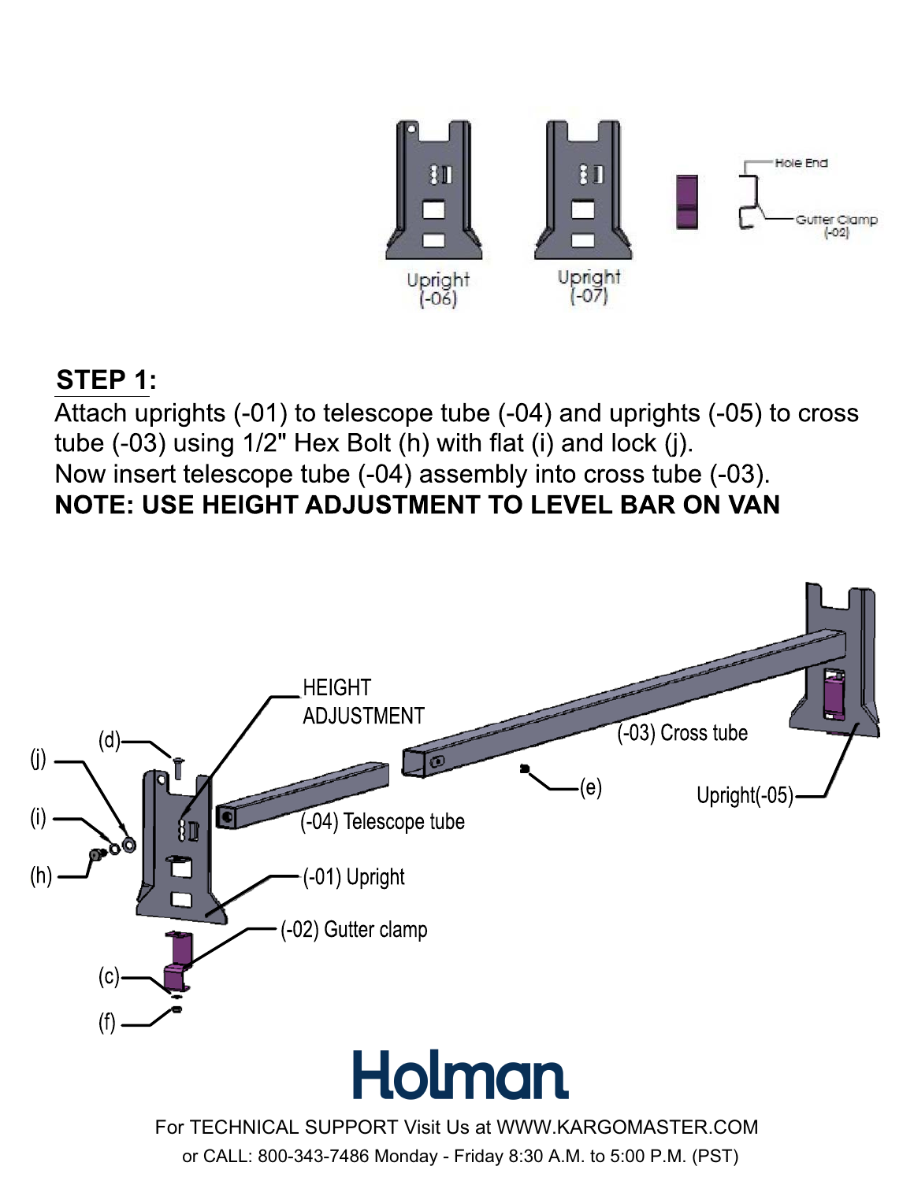Upright (-06)

Upright (-07)

Hole End

Gutter Clamp (-02)

**STEP 1:**

Attach uprights (-01) to telescope tube (-04) and uprights (-05) to cross tube (-03) using 1/2" Hex Bolt (h) with flat (i) and lock (j).

Now insert telescope tube (-04) assembly into cross tube (-03).

**NOTE: USE HEIGHT ADJUSTMENT TO LEVEL BAR ON VAN**

HEIGHT ADJUSTMENT

(d)

(j)

(i)

(h)

(-04) Telescope tube

(-03) Cross tube

(e)

Upright(-05)

(-01) Upright

(-02) Gutter clamp

(c)

(f)

Holman

For TECHNICAL SUPPORT Visit Us at WWW.KARGOMASTER.COM

or CALL: 800-343-7486 Monday - Friday 8:30 A.M. to 5:00 P.M. (PST)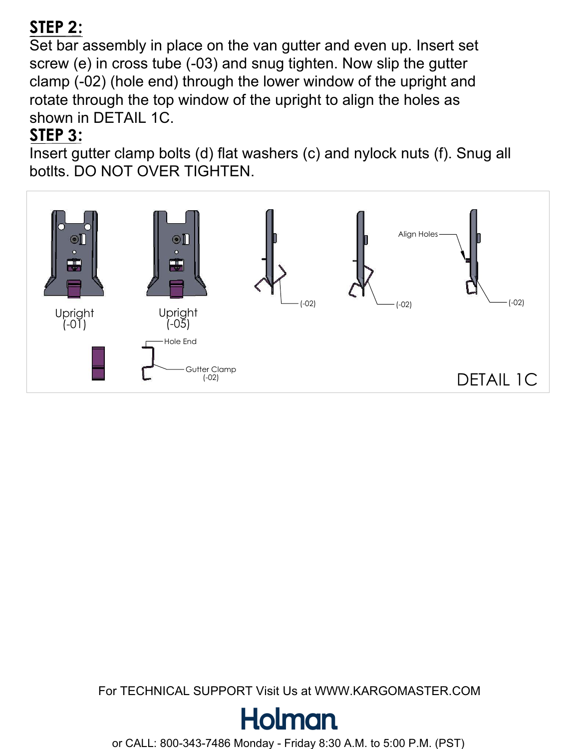## STEP 2:

Set bar assembly in place on the van gutter and even up. Insert set screw (e) in cross tube (-03) and snug tighten. Now slip the gutter clamp (-02) (hole end) through the lower window of the upright and rotate through the top window of the upright to align the holes as shown in DETAIL 1C.

## STEP 3:

Insert gutter clamp bolts (d) flat washers (c) and nylock nuts (f). Snug all botlts. DO NOT OVER TIGHTEN.

Upright (-01)

Upright (-05)

Hole End

Gutter Clamp (-02)

(-02)

(-02)

Align Holes

(-02)

DETAIL 1C

For TECHNICAL SUPPORT Visit Us at WWW.KARGOMASTER.COM

Holman

or CALL: 800-343-7486 Monday - Friday 8:30 A.M. to 5:00 P.M. (PST)